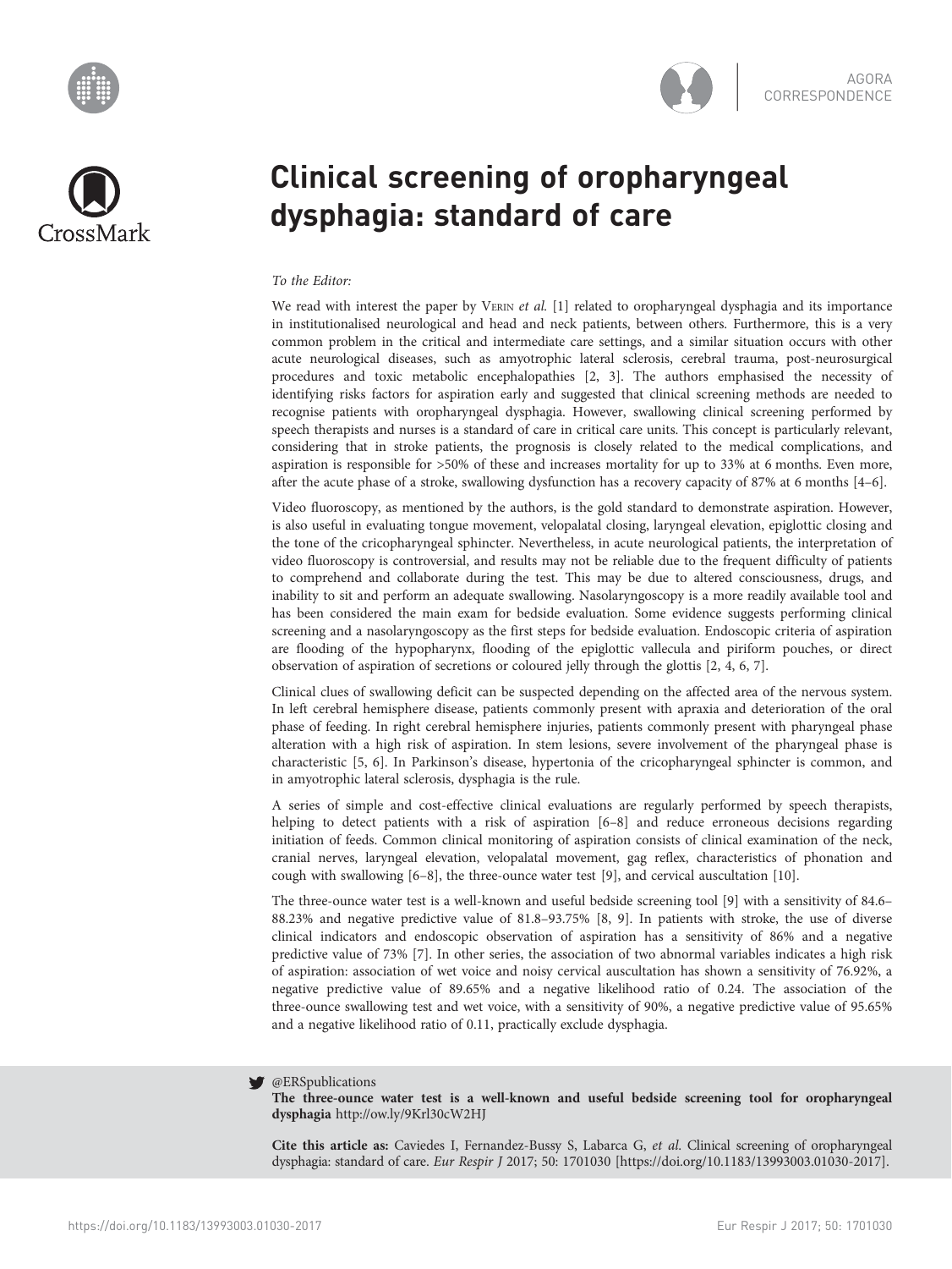AGORA
CORRESPONDENCE

# Clinical screening of oropharyngeal dysphagia: standard of care

*To the Editor:*

We read with interest the paper by Verin *et al.* [1] related to oropharyngeal dysphagia and its importance in institutionalised neurological and head and neck patients, between others. Furthermore, this is a very common problem in the critical and intermediate care settings, and a similar situation occurs with other acute neurological diseases, such as amyotrophic lateral sclerosis, cerebral trauma, post-neurosurgical procedures and toxic metabolic encephalopathies [2, 3]. The authors emphasised the necessity of identifying risks factors for aspiration early and suggested that clinical screening methods are needed to recognise patients with oropharyngeal dysphagia. However, swallowing clinical screening performed by speech therapists and nurses is a standard of care in critical care units. This concept is particularly relevant, considering that in stroke patients, the prognosis is closely related to the medical complications, and aspiration is responsible for >50% of these and increases mortality for up to 33% at 6 months. Even more, after the acute phase of a stroke, swallowing dysfunction has a recovery capacity of 87% at 6 months [4–6].

Video fluoroscopy, as mentioned by the authors, is the gold standard to demonstrate aspiration. However, is also useful in evaluating tongue movement, velopalatal closing, laryngeal elevation, epiglottic closing and the tone of the cricopharyngeal sphincter. Nevertheless, in acute neurological patients, the interpretation of video fluoroscopy is controversial, and results may not be reliable due to the frequent difficulty of patients to comprehend and collaborate during the test. This may be due to altered consciousness, drugs, and inability to sit and perform an adequate swallowing. Nasolaryngoscopy is a more readily available tool and has been considered the main exam for bedside evaluation. Some evidence suggests performing clinical screening and a nasolaryngoscopy as the first steps for bedside evaluation. Endoscopic criteria of aspiration are flooding of the hypopharynx, flooding of the epiglottic vallecula and piriform pouches, or direct observation of aspiration of secretions or coloured jelly through the glottis [2, 4, 6, 7].

Clinical clues of swallowing deficit can be suspected depending on the affected area of the nervous system. In left cerebral hemisphere disease, patients commonly present with apraxia and deterioration of the oral phase of feeding. In right cerebral hemisphere injuries, patients commonly present with pharyngeal phase alteration with a high risk of aspiration. In stem lesions, severe involvement of the pharyngeal phase is characteristic [5, 6]. In Parkinson's disease, hypertonia of the cricopharyngeal sphincter is common, and in amyotrophic lateral sclerosis, dysphagia is the rule.

A series of simple and cost-effective clinical evaluations are regularly performed by speech therapists, helping to detect patients with a risk of aspiration [6–8] and reduce erroneous decisions regarding initiation of feeds. Common clinical monitoring of aspiration consists of clinical examination of the neck, cranial nerves, laryngeal elevation, velopalatal movement, gag reflex, characteristics of phonation and cough with swallowing [6–8], the three-ounce water test [9], and cervical auscultation [10].

The three-ounce water test is a well-known and useful bedside screening tool [9] with a sensitivity of 84.6–88.23% and negative predictive value of 81.8–93.75% [8, 9]. In patients with stroke, the use of diverse clinical indicators and endoscopic observation of aspiration has a sensitivity of 86% and a negative predictive value of 73% [7]. In other series, the association of two abnormal variables indicates a high risk of aspiration: association of wet voice and noisy cervical auscultation has shown a sensitivity of 76.92%, a negative predictive value of 89.65% and a negative likelihood ratio of 0.24. The association of the three-ounce swallowing test and wet voice, with a sensitivity of 90%, a negative predictive value of 95.65% and a negative likelihood ratio of 0.11, practically exclude dysphagia.

@ERSpublications
**The three-ounce water test is a well-known and useful bedside screening tool for oropharyngeal dysphagia** http://ow.ly/9Krl30cW2HJ

**Cite this article as:** Caviedes I, Fernandez-Bussy S, Labarca G, *et al*. Clinical screening of oropharyngeal dysphagia: standard of care. *Eur Respir J* 2017; 50: 1701030 [https://doi.org/10.1183/13993003.01030-2017].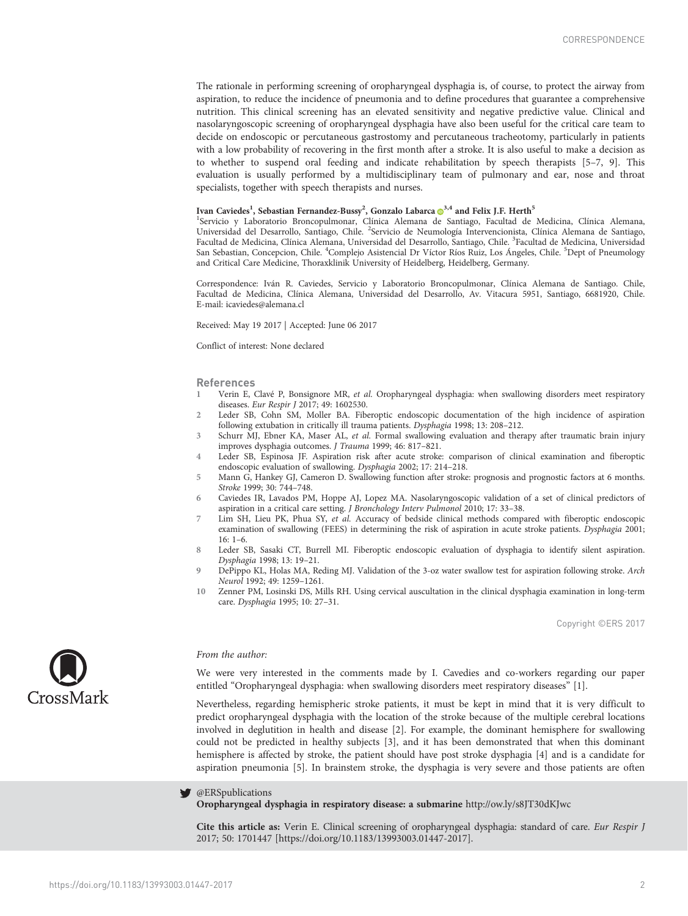The rationale in performing screening of oropharyngeal dysphagia is, of course, to protect the airway from aspiration, to reduce the incidence of pneumonia and to define procedures that guarantee a comprehensive nutrition. This clinical screening has an elevated sensitivity and negative predictive value. Clinical and nasolaryngoscopic screening of oropharyngeal dysphagia have also been useful for the critical care team to decide on endoscopic or percutaneous gastrostomy and percutaneous tracheotomy, particularly in patients with a low probability of recovering in the first month after a stroke. It is also useful to make a decision as to whether to suspend oral feeding and indicate rehabilitation by speech therapists [5–7, 9]. This evaluation is usually performed by a multidisciplinary team of pulmonary and ear, nose and throat specialists, together with speech therapists and nurses.

**Ivan Caviedes[1], Sebastian Fernandez-Bussy[2], Gonzalo Labarca[3,4] and Felix J.F. Herth[5]**

[1]Servicio y Laboratorio Broncopulmonar, Clínica Alemana de Santiago, Facultad de Medicina, Clínica Alemana, Universidad del Desarrollo, Santiago, Chile. [2]Servicio de Neumología Intervencionista, Clínica Alemana de Santiago, Facultad de Medicina, Clínica Alemana, Universidad del Desarrollo, Santiago, Chile. [3]Facultad de Medicina, Universidad San Sebastian, Concepcion, Chile. [4]Complejo Asistencial Dr Víctor Ríos Ruiz, Los Ángeles, Chile. [5]Dept of Pneumology and Critical Care Medicine, Thoraxklinik University of Heidelberg, Heidelberg, Germany.

Correspondence: Iván R. Caviedes, Servicio y Laboratorio Broncopulmonar, Clínica Alemana de Santiago. Chile, Facultad de Medicina, Clínica Alemana, Universidad del Desarrollo, Av. Vitacura 5951, Santiago, 6681920, Chile. E-mail: icaviedes@alemana.cl

Received: May 19 2017 | Accepted: June 06 2017

Conflict of interest: None declared

## References

1. Verin E, Clavé P, Bonsignore MR, *et al.* Oropharyngeal dysphagia: when swallowing disorders meet respiratory diseases. *Eur Respir J* 2017; 49: 1602530.
2. Leder SB, Cohn SM, Moller BA. Fiberoptic endoscopic documentation of the high incidence of aspiration following extubation in critically ill trauma patients. *Dysphagia* 1998; 13: 208–212.
3. Schurr MJ, Ebner KA, Maser AL, *et al.* Formal swallowing evaluation and therapy after traumatic brain injury improves dysphagia outcomes. *J Trauma* 1999; 46: 817–821.
4. Leder SB, Espinosa JF. Aspiration risk after acute stroke: comparison of clinical examination and fiberoptic endoscopic evaluation of swallowing. *Dysphagia* 2002; 17: 214–218.
5. Mann G, Hankey GJ, Cameron D. Swallowing function after stroke: prognosis and prognostic factors at 6 months. *Stroke* 1999; 30: 744–748.
6. Caviedes IR, Lavados PM, Hoppe AJ, Lopez MA. Nasolaryngoscopic validation of a set of clinical predictors of aspiration in a critical care setting. *J Bronchology Interv Pulmonol* 2010; 17: 33–38.
7. Lim SH, Lieu PK, Phua SY, *et al.* Accuracy of bedside clinical methods compared with fiberoptic endoscopic examination of swallowing (FEES) in determining the risk of aspiration in acute stroke patients. *Dysphagia* 2001; 16: 1–6.
8. Leder SB, Sasaki CT, Burrell MI. Fiberoptic endoscopic evaluation of dysphagia to identify silent aspiration. *Dysphagia* 1998; 13: 19–21.
9. DePippo KL, Holas MA, Reding MJ. Validation of the 3-oz water swallow test for aspiration following stroke. *Arch Neurol* 1992; 49: 1259–1261.
10. Zenner PM, Losinski DS, Mills RH. Using cervical auscultation in the clinical dysphagia examination in long-term care. *Dysphagia* 1995; 10: 27–31.

Copyright ©ERS 2017

*From the author:*

We were very interested in the comments made by I. Cavedies and co-workers regarding our paper entitled "Oropharyngeal dysphagia: when swallowing disorders meet respiratory diseases" [1].

Nevertheless, regarding hemispheric stroke patients, it must be kept in mind that it is very difficult to predict oropharyngeal dysphagia with the location of the stroke because of the multiple cerebral locations involved in deglutition in health and disease [2]. For example, the dominant hemisphere for swallowing could not be predicted in healthy subjects [3], and it has been demonstrated that when this dominant hemisphere is affected by stroke, the patient should have post stroke dysphagia [4] and is a candidate for aspiration pneumonia [5]. In brainstem stroke, the dysphagia is very severe and those patients are often

@ERSpublications
**Oropharyngeal dysphagia in respiratory disease: a submarine** http://ow.ly/s8JT30dKJwc

**Cite this article as:** Verin E. Clinical screening of oropharyngeal dysphagia: standard of care. *Eur Respir J* 2017; 50: 1701447 [https://doi.org/10.1183/13993003.01447-2017].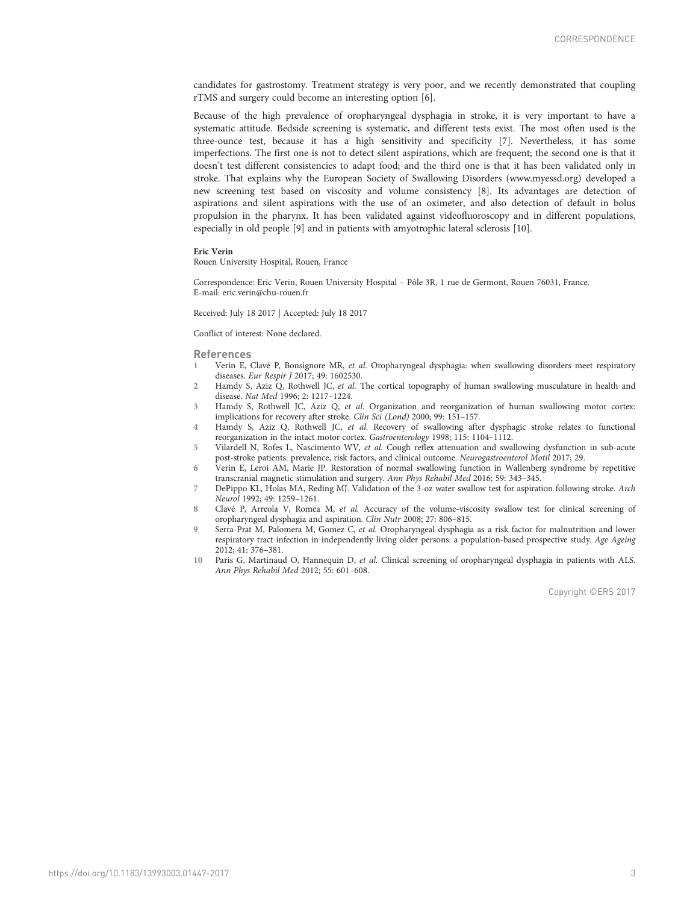candidates for gastrostomy. Treatment strategy is very poor, and we recently demonstrated that coupling rTMS and surgery could become an interesting option [6].

Because of the high prevalence of oropharyngeal dysphagia in stroke, it is very important to have a systematic attitude. Bedside screening is systematic, and different tests exist. The most often used is the three-ounce test, because it has a high sensitivity and specificity [7]. Nevertheless, it has some imperfections. The first one is not to detect silent aspirations, which are frequent; the second one is that it doesn't test different consistencies to adapt food; and the third one is that it has been validated only in stroke. That explains why the European Society of Swallowing Disorders (www.myessd.org) developed a new screening test based on viscosity and volume consistency [8]. Its advantages are detection of aspirations and silent aspirations with the use of an oximeter, and also detection of default in bolus propulsion in the pharynx. It has been validated against videofluoroscopy and in different populations, especially in old people [9] and in patients with amyotrophic lateral sclerosis [10].

**Eric Verin**
Rouen University Hospital, Rouen, France

Correspondence: Eric Verin, Rouen University Hospital – Pôle 3R, 1 rue de Germont, Rouen 76031, France.
E-mail: eric.verin@chu-rouen.fr

Received: July 18 2017 | Accepted: July 18 2017

Conflict of interest: None declared.

## References

1. Verin E, Clavé P, Bonsignore MR, *et al.* Oropharyngeal dysphagia: when swallowing disorders meet respiratory diseases. *Eur Respir J* 2017; 49: 1602530.
2. Hamdy S, Aziz Q, Rothwell JC, *et al.* The cortical topography of human swallowing musculature in health and disease. *Nat Med* 1996; 2: 1217–1224.
3. Hamdy S, Rothwell JC, Aziz Q, *et al.* Organization and reorganization of human swallowing motor cortex: implications for recovery after stroke. *Clin Sci (Lond)* 2000; 99: 151–157.
4. Hamdy S, Aziz Q, Rothwell JC, *et al.* Recovery of swallowing after dysphagic stroke relates to functional reorganization in the intact motor cortex. *Gastroenterology* 1998; 115: 1104–1112.
5. Vilardell N, Rofes L, Nascimento WV, *et al.* Cough reflex attenuation and swallowing dysfunction in sub-acute post-stroke patients: prevalence, risk factors, and clinical outcome. *Neurogastroenterol Motil* 2017; 29.
6. Verin E, Leroi AM, Marie JP. Restoration of normal swallowing function in Wallenberg syndrome by repetitive transcranial magnetic stimulation and surgery. *Ann Phys Rehabil Med* 2016; 59: 343–345.
7. DePippo KL, Holas MA, Reding MJ. Validation of the 3-oz water swallow test for aspiration following stroke. *Arch Neurol* 1992; 49: 1259–1261.
8. Clavé P, Arreola V, Romea M, *et al.* Accuracy of the volume-viscosity swallow test for clinical screening of oropharyngeal dysphagia and aspiration. *Clin Nutr* 2008; 27: 806–815.
9. Serra-Prat M, Palomera M, Gomez C, *et al.* Oropharyngeal dysphagia as a risk factor for malnutrition and lower respiratory tract infection in independently living older persons: a population-based prospective study. *Age Ageing* 2012; 41: 376–381.
10. Paris G, Martinaud O, Hannequin D, *et al.* Clinical screening of oropharyngeal dysphagia in patients with ALS. *Ann Phys Rehabil Med* 2012; 55: 601–608.

Copyright ©ERS 2017